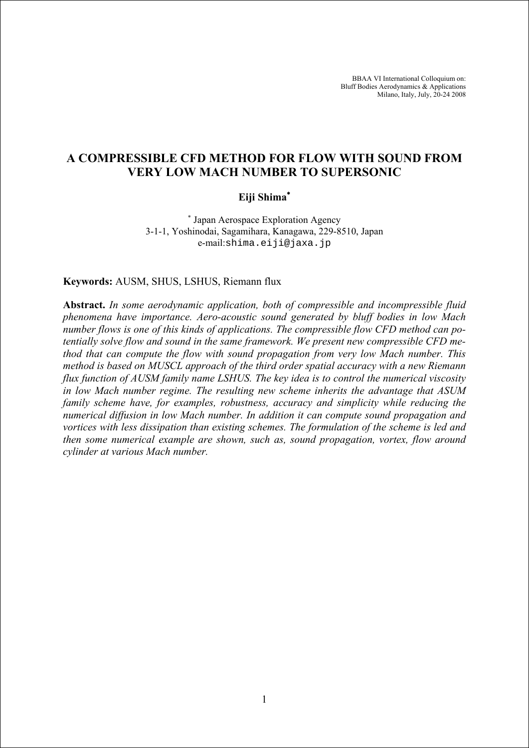BBAA VI International Colloquium on:
Bluff Bodies Aerodynamics & Applications
Milano, Italy, July, 20-24 2008

# A COMPRESSIBLE CFD METHOD FOR FLOW WITH SOUND FROM VERY LOW MACH NUMBER TO SUPERSONIC

**Eiji Shima***

\* Japan Aerospace Exploration Agency
3-1-1, Yoshinodai, Sagamihara, Kanagawa, 229-8510, Japan
e-mail:shima.eiji@jaxa.jp

**Keywords:** AUSM, SHUS, LSHUS, Riemann flux

**Abstract.** *In some aerodynamic application, both of compressible and incompressible fluid phenomena have importance. Aero-acoustic sound generated by bluff bodies in low Mach number flows is one of this kinds of applications. The compressible flow CFD method can potentially solve flow and sound in the same framework. We present new compressible CFD method that can compute the flow with sound propagation from very low Mach number. This method is based on MUSCL approach of the third order spatial accuracy with a new Riemann flux function of AUSM family name LSHUS. The key idea is to control the numerical viscosity in low Mach number regime. The resulting new scheme inherits the advantage that ASUM family scheme have, for examples, robustness, accuracy and simplicity while reducing the numerical diffusion in low Mach number. In addition it can compute sound propagation and vortices with less dissipation than existing schemes. The formulation of the scheme is led and then some numerical example are shown, such as, sound propagation, vortex, flow around cylinder at various Mach number.*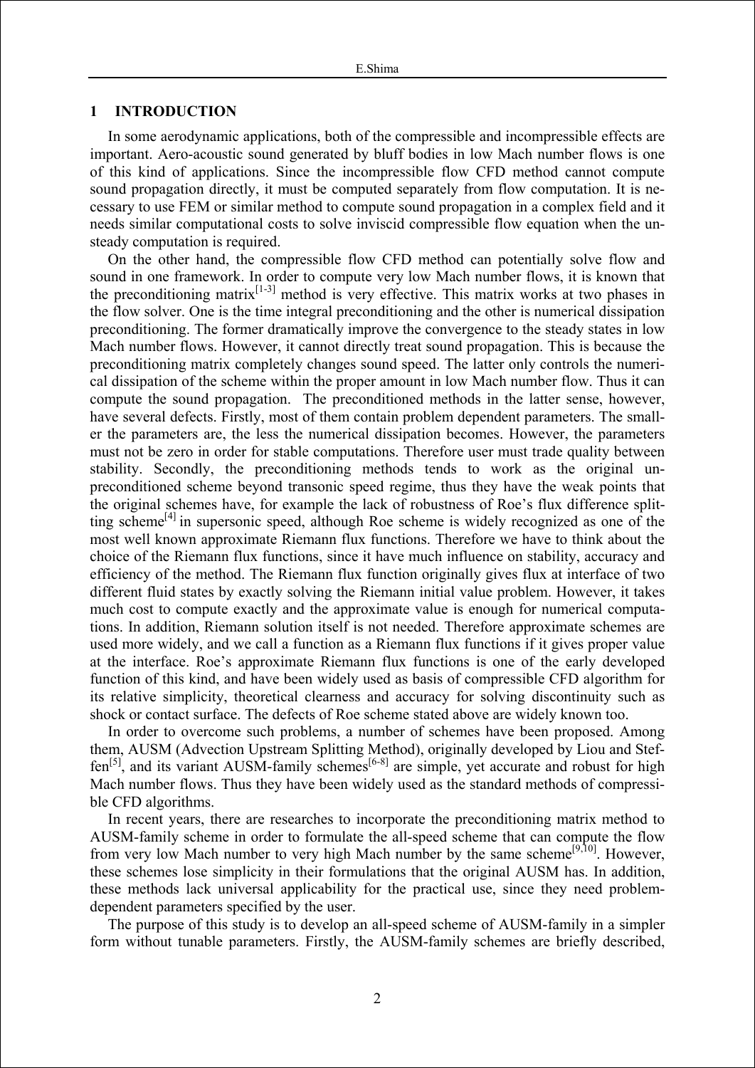## 1 INTRODUCTION

In some aerodynamic applications, both of the compressible and incompressible effects are important. Aero-acoustic sound generated by bluff bodies in low Mach number flows is one of this kind of applications. Since the incompressible flow CFD method cannot compute sound propagation directly, it must be computed separately from flow computation. It is necessary to use FEM or similar method to compute sound propagation in a complex field and it needs similar computational costs to solve inviscid compressible flow equation when the unsteady computation is required.

On the other hand, the compressible flow CFD method can potentially solve flow and sound in one framework. In order to compute very low Mach number flows, it is known that the preconditioning matrix[1-3] method is very effective. This matrix works at two phases in the flow solver. One is the time integral preconditioning and the other is numerical dissipation preconditioning. The former dramatically improve the convergence to the steady states in low Mach number flows. However, it cannot directly treat sound propagation. This is because the preconditioning matrix completely changes sound speed. The latter only controls the numerical dissipation of the scheme within the proper amount in low Mach number flow. Thus it can compute the sound propagation. The preconditioned methods in the latter sense, however, have several defects. Firstly, most of them contain problem dependent parameters. The smaller the parameters are, the less the numerical dissipation becomes. However, the parameters must not be zero in order for stable computations. Therefore user must trade quality between stability. Secondly, the preconditioning methods tends to work as the original un-preconditioned scheme beyond transonic speed regime, thus they have the weak points that the original schemes have, for example the lack of robustness of Roe's flux difference splitting scheme[4] in supersonic speed, although Roe scheme is widely recognized as one of the most well known approximate Riemann flux functions. Therefore we have to think about the choice of the Riemann flux functions, since it have much influence on stability, accuracy and efficiency of the method. The Riemann flux function originally gives flux at interface of two different fluid states by exactly solving the Riemann initial value problem. However, it takes much cost to compute exactly and the approximate value is enough for numerical computations. In addition, Riemann solution itself is not needed. Therefore approximate schemes are used more widely, and we call a function as a Riemann flux functions if it gives proper value at the interface. Roe's approximate Riemann flux functions is one of the early developed function of this kind, and have been widely used as basis of compressible CFD algorithm for its relative simplicity, theoretical clearness and accuracy for solving discontinuity such as shock or contact surface. The defects of Roe scheme stated above are widely known too.

In order to overcome such problems, a number of schemes have been proposed. Among them, AUSM (Advection Upstream Splitting Method), originally developed by Liou and Steffen[5], and its variant AUSM-family schemes[6-8] are simple, yet accurate and robust for high Mach number flows. Thus they have been widely used as the standard methods of compressible CFD algorithms.

In recent years, there are researches to incorporate the preconditioning matrix method to AUSM-family scheme in order to formulate the all-speed scheme that can compute the flow from very low Mach number to very high Mach number by the same scheme[9,10]. However, these schemes lose simplicity in their formulations that the original AUSM has. In addition, these methods lack universal applicability for the practical use, since they need problem-dependent parameters specified by the user.

The purpose of this study is to develop an all-speed scheme of AUSM-family in a simpler form without tunable parameters. Firstly, the AUSM-family schemes are briefly described,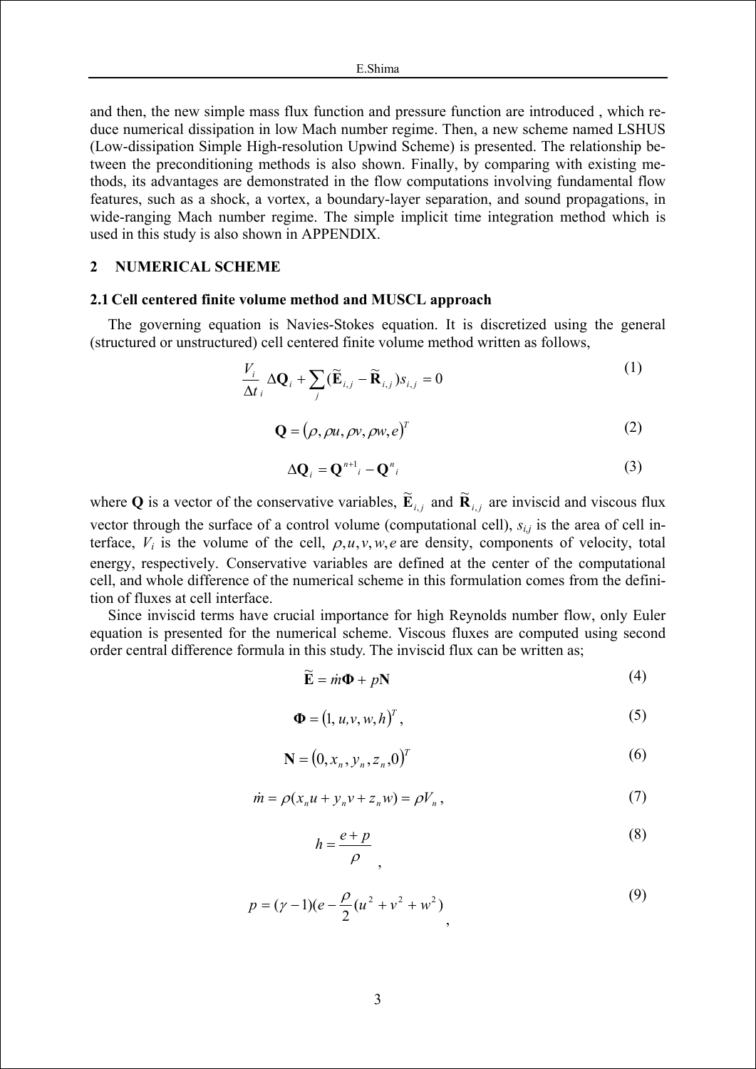and then, the new simple mass flux function and pressure function are introduced , which reduce numerical dissipation in low Mach number regime. Then, a new scheme named LSHUS (Low-dissipation Simple High-resolution Upwind Scheme) is presented. The relationship between the preconditioning methods is also shown. Finally, by comparing with existing methods, its advantages are demonstrated in the flow computations involving fundamental flow features, such as a shock, a vortex, a boundary-layer separation, and sound propagations, in wide-ranging Mach number regime. The simple implicit time integration method which is used in this study is also shown in APPENDIX.

## 2 NUMERICAL SCHEME

### 2.1 Cell centered finite volume method and MUSCL approach

The governing equation is Navies-Stokes equation. It is discretized using the general (structured or unstructured) cell centered finite volume method written as follows,

$$\frac{V_i}{\Delta t_i}\Delta \mathbf{Q}_i + \sum_j (\widetilde{\mathbf{E}}_{i,j} - \widetilde{\mathbf{R}}_{i,j}) s_{i,j} = 0 \tag{1}$$

$$\mathbf{Q} = (\rho, \rho u, \rho v, \rho w, e)^T \tag{2}$$

$$\Delta \mathbf{Q}_i = \mathbf{Q}^{n+1}{}_i - \mathbf{Q}^n{}_i \tag{3}$$

where $\mathbf{Q}$ is a vector of the conservative variables, $\widetilde{\mathbf{E}}_{i,j}$ and $\widetilde{\mathbf{R}}_{i,j}$ are inviscid and viscous flux vector through the surface of a control volume (computational cell), $s_{i,j}$ is the area of cell interface, $V_i$ is the volume of the cell, $\rho, u, v, w, e$ are density, components of velocity, total energy, respectively. Conservative variables are defined at the center of the computational cell, and whole difference of the numerical scheme in this formulation comes from the definition of fluxes at cell interface.

Since inviscid terms have crucial importance for high Reynolds number flow, only Euler equation is presented for the numerical scheme. Viscous fluxes are computed using second order central difference formula in this study. The inviscid flux can be written as;

$$\widetilde{\mathbf{E}} = \dot{m}\mathbf{\Phi} + p\mathbf{N} \tag{4}$$

$$\mathbf{\Phi} = (1, u, v, w, h)^T, \tag{5}$$

$$\mathbf{N} = (0, x_n, y_n, z_n, 0)^T \tag{6}$$

$$\dot{m} = \rho(x_n u + y_n v + z_n w) = \rho V_n, \tag{7}$$

$$h = \frac{e+p}{\rho}, \tag{8}$$

$$p = (\gamma - 1)\left(e - \frac{\rho}{2}(u^2 + v^2 + w^2)\right), \tag{9}$$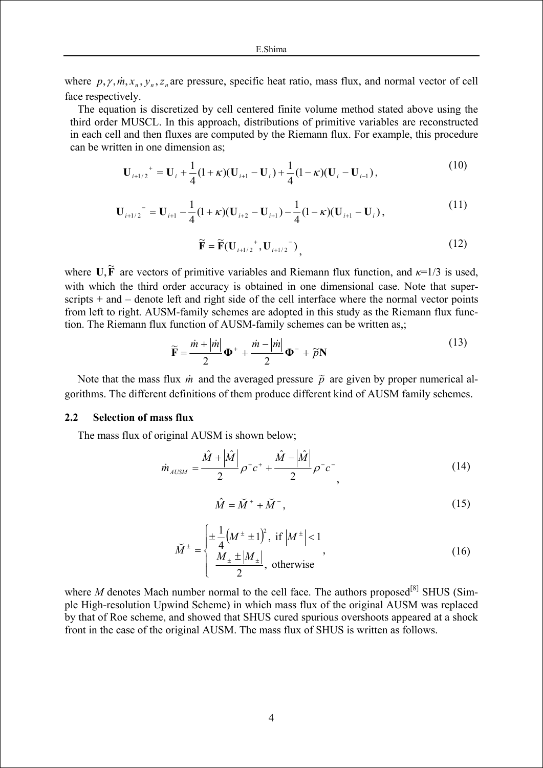where $p, \gamma, \dot{m}, x_n, y_n, z_n$ are pressure, specific heat ratio, mass flux, and normal vector of cell face respectively.

The equation is discretized by cell centered finite volume method stated above using the third order MUSCL. In this approach, distributions of primitive variables are reconstructed in each cell and then fluxes are computed by the Riemann flux. For example, this procedure can be written in one dimension as;

$$\mathbf{U}_{i+1/2}{}^{+} = \mathbf{U}_i + \frac{1}{4}(1+\kappa)(\mathbf{U}_{i+1} - \mathbf{U}_i) + \frac{1}{4}(1-\kappa)(\mathbf{U}_i - \mathbf{U}_{i-1}), \tag{10}$$

$$\mathbf{U}_{i+1/2}{}^{-} = \mathbf{U}_{i+1} - \frac{1}{4}(1+\kappa)(\mathbf{U}_{i+2} - \mathbf{U}_{i+1}) - \frac{1}{4}(1-\kappa)(\mathbf{U}_{i+1} - \mathbf{U}_i), \tag{11}$$

$$\widetilde{\mathbf{F}} = \widetilde{\mathbf{F}}(\mathbf{U}_{i+1/2}{}^{+}, \mathbf{U}_{i+1/2}{}^{-}), \tag{12}$$

where $\mathbf{U}, \widetilde{\mathbf{F}}$ are vectors of primitive variables and Riemann flux function, and $\kappa$=1/3 is used, with which the third order accuracy is obtained in one dimensional case. Note that super-scripts + and – denote left and right side of the cell interface where the normal vector points from left to right. AUSM-family schemes are adopted in this study as the Riemann flux function. The Riemann flux function of AUSM-family schemes can be written as,;

$$\widetilde{\mathbf{F}} = \frac{\dot{m} + |\dot{m}|}{2}\mathbf{\Phi}^{+} + \frac{\dot{m} - |\dot{m}|}{2}\mathbf{\Phi}^{-} + \widetilde{p}\mathbf{N} \tag{13}$$

Note that the mass flux $\dot{m}$ and the averaged pressure $\widetilde{p}$ are given by proper numerical algorithms. The different definitions of them produce different kind of AUSM family schemes.

### 2.2 Selection of mass flux

The mass flux of original AUSM is shown below;

$$\dot{m}_{AUSM} = \frac{\hat{M} + |\hat{M}|}{2}\rho^{+}c^{+} + \frac{\hat{M} - |\hat{M}|}{2}\rho^{-}c^{-}, \tag{14}$$

$$\hat{M} = \breve{M}^{+} + \breve{M}^{-}, \tag{15}$$

$$\breve{M}^{\pm} = \begin{cases} \pm\frac{1}{4}\left(M^{\pm} \pm 1\right)^2, & \text{if } |M^{\pm}| < 1 \\ \dfrac{M_{\pm} \pm |M_{\pm}|}{2}, & \text{otherwise} \end{cases}, \tag{16}$$

where $M$ denotes Mach number normal to the cell face. The authors proposed[8] SHUS (Simple High-resolution Upwind Scheme) in which mass flux of the original AUSM was replaced by that of Roe scheme, and showed that SHUS cured spurious overshoots appeared at a shock front in the case of the original AUSM. The mass flux of SHUS is written as follows.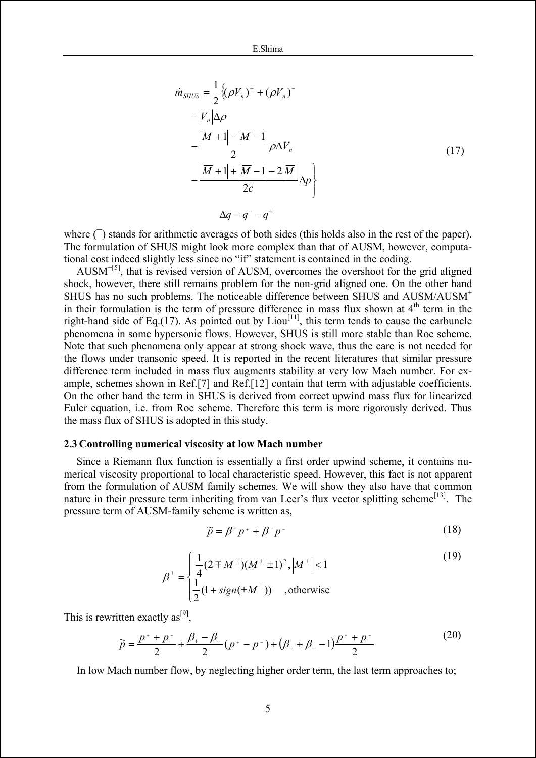$$
\begin{aligned}
\dot{m}_{SHUS} = \frac{1}{2}\Big\{ & (\rho V_n)^+ + (\rho V_n)^- \\
& - \left|\overline{V}_n\right| \Delta\rho \\
& - \frac{\left|\overline{M}+1\right| - \left|\overline{M}-1\right|}{2} \overline{\rho} \Delta V_n \\
& - \frac{\left|\overline{M}+1\right| + \left|\overline{M}-1\right| - 2\left|\overline{M}\right|}{2\overline{c}} \Delta p \Big\}
\end{aligned}
\tag{17}
$$

$$
\Delta q = q^- - q^+
$$

where $(\overline{\ })$ stands for arithmetic averages of both sides (this holds also in the rest of the paper). The formulation of SHUS might look more complex than that of AUSM, however, computational cost indeed slightly less since no "if" statement is contained in the coding.

AUSM+[5], that is revised version of AUSM, overcomes the overshoot for the grid aligned shock, however, there still remains problem for the non-grid aligned one. On the other hand SHUS has no such problems. The noticeable difference between SHUS and AUSM/AUSM+ in their formulation is the term of pressure difference in mass flux shown at 4th term in the right-hand side of Eq.(17). As pointed out by Liou[11], this term tends to cause the carbuncle phenomena in some hypersonic flows. However, SHUS is still more stable than Roe scheme. Note that such phenomena only appear at strong shock wave, thus the care is not needed for the flows under transonic speed. It is reported in the recent literatures that similar pressure difference term included in mass flux augments stability at very low Mach number. For example, schemes shown in Ref.[7] and Ref.[12] contain that term with adjustable coefficients. On the other hand the term in SHUS is derived from correct upwind mass flux for linearized Euler equation, i.e. from Roe scheme. Therefore this term is more rigorously derived. Thus the mass flux of SHUS is adopted in this study.

### 2.3 Controlling numerical viscosity at low Mach number

Since a Riemann flux function is essentially a first order upwind scheme, it contains numerical viscosity proportional to local characteristic speed. However, this fact is not apparent from the formulation of AUSM family schemes. We will show they also have that common nature in their pressure term inheriting from van Leer's flux vector splitting scheme[13]. The pressure term of AUSM-family scheme is written as,

$$
\tilde{p} = \beta^+ p^+ + \beta^- p^- \tag{18}
$$

$$
\beta^{\pm} = \begin{cases} \dfrac{1}{4}(2 \mp M^{\pm})(M^{\pm} \pm 1)^2, & \left|M^{\pm}\right| < 1 \\ \dfrac{1}{2}(1 + sign(\pm M^{\pm})) & \text{, otherwise} \end{cases} \tag{19}
$$

This is rewritten exactly as[9],

$$
\tilde{p} = \frac{p^+ + p^-}{2} + \frac{\beta_+ - \beta_-}{2}(p^+ - p^-) + \left(\beta_+ + \beta_- - 1\right)\frac{p^+ + p^-}{2} \tag{20}
$$

In low Mach number flow, by neglecting higher order term, the last term approaches to;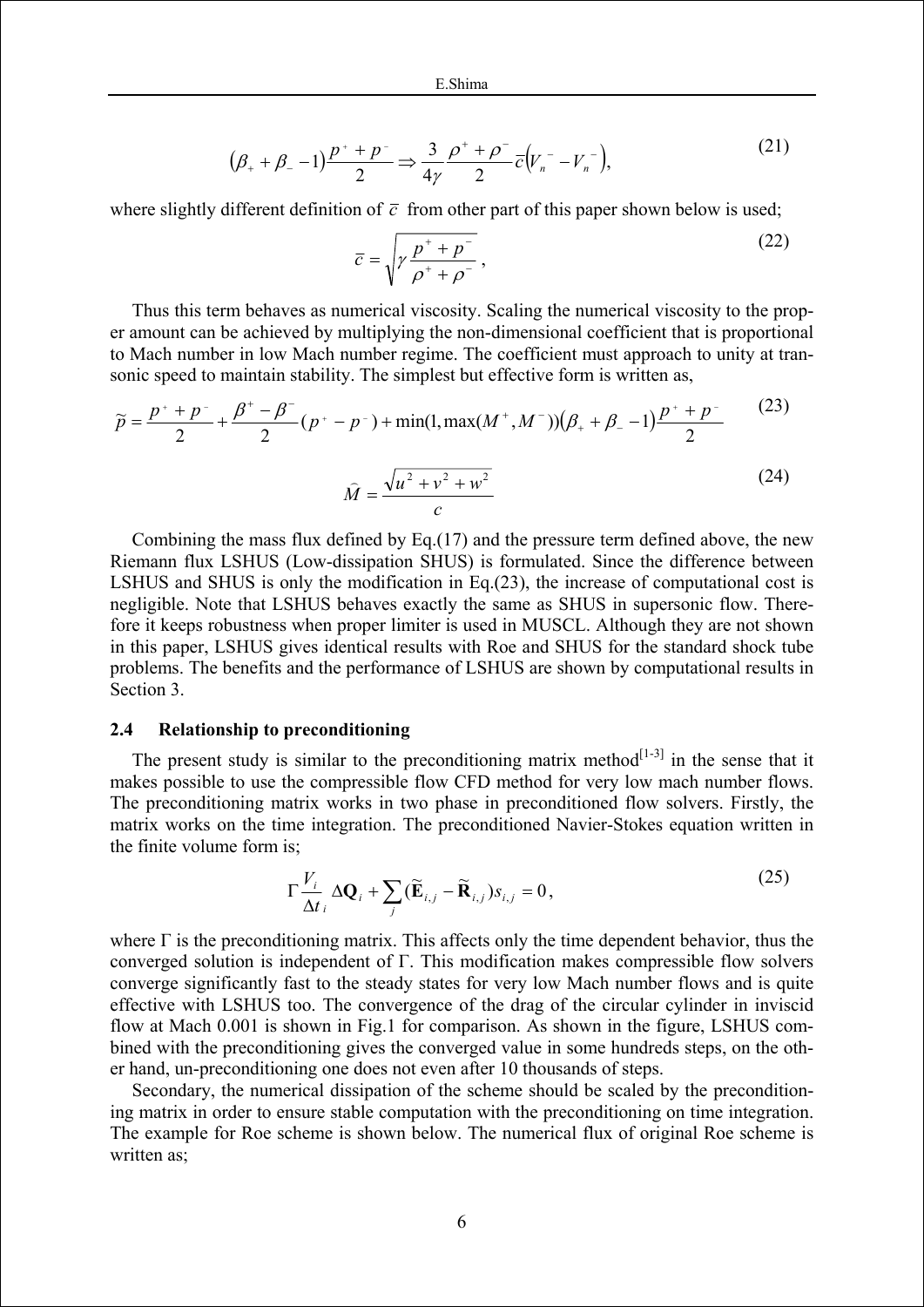$$\left(\beta_+ + \beta_- - 1\right)\frac{p^+ + p^-}{2} \Rightarrow \frac{3}{4\gamma}\frac{\rho^+ + \rho^-}{2}\bar{c}\left(V_n^- - V_n^-\right), \tag{21}$$

where slightly different definition of $\bar{c}$ from other part of this paper shown below is used;

$$\bar{c} = \sqrt{\gamma \frac{p^+ + p^-}{\rho^+ + \rho^-}}, \tag{22}$$

Thus this term behaves as numerical viscosity. Scaling the numerical viscosity to the proper amount can be achieved by multiplying the non-dimensional coefficient that is proportional to Mach number in low Mach number regime. The coefficient must approach to unity at transonic speed to maintain stability. The simplest but effective form is written as,

$$\tilde{p} = \frac{p^+ + p^-}{2} + \frac{\beta^+ - \beta^-}{2}(p^+ - p^-) + \min(1, \max(M^+, M^-))\left(\beta_+ + \beta_- - 1\right)\frac{p^+ + p^-}{2} \tag{23}$$

$$\hat{M} = \frac{\sqrt{u^2 + v^2 + w^2}}{c} \tag{24}$$

Combining the mass flux defined by Eq.(17) and the pressure term defined above, the new Riemann flux LSHUS (Low-dissipation SHUS) is formulated. Since the difference between LSHUS and SHUS is only the modification in Eq.(23), the increase of computational cost is negligible. Note that LSHUS behaves exactly the same as SHUS in supersonic flow. Therefore it keeps robustness when proper limiter is used in MUSCL. Although they are not shown in this paper, LSHUS gives identical results with Roe and SHUS for the standard shock tube problems. The benefits and the performance of LSHUS are shown by computational results in Section 3.

### 2.4 Relationship to preconditioning

The present study is similar to the preconditioning matrix method[1-3] in the sense that it makes possible to use the compressible flow CFD method for very low mach number flows. The preconditioning matrix works in two phase in preconditioned flow solvers. Firstly, the matrix works on the time integration. The preconditioned Navier-Stokes equation written in the finite volume form is;

$$\Gamma \frac{V_i}{\Delta t_i} \Delta \mathbf{Q}_i + \sum_j (\tilde{\mathbf{E}}_{i,j} - \tilde{\mathbf{R}}_{i,j}) s_{i,j} = 0, \tag{25}$$

where $\Gamma$ is the preconditioning matrix. This affects only the time dependent behavior, thus the converged solution is independent of $\Gamma$. This modification makes compressible flow solvers converge significantly fast to the steady states for very low Mach number flows and is quite effective with LSHUS too. The convergence of the drag of the circular cylinder in inviscid flow at Mach 0.001 is shown in Fig.1 for comparison. As shown in the figure, LSHUS combined with the preconditioning gives the converged value in some hundreds steps, on the other hand, un-preconditioning one does not even after 10 thousands of steps.

Secondary, the numerical dissipation of the scheme should be scaled by the preconditioning matrix in order to ensure stable computation with the preconditioning on time integration. The example for Roe scheme is shown below. The numerical flux of original Roe scheme is written as;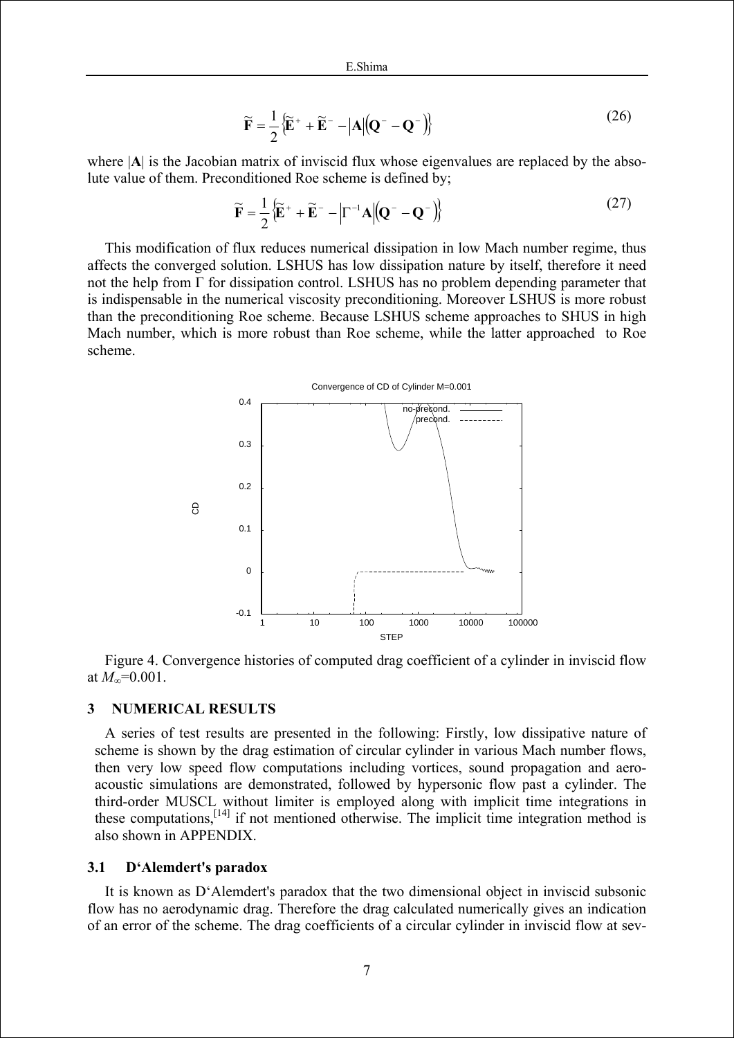$$\widetilde{\mathbf{F}} = \frac{1}{2}\left\{\widetilde{\mathbf{E}}^{+} + \widetilde{\mathbf{E}}^{-} - \left|\mathbf{A}\right|\left(\mathbf{Q}^{-} - \mathbf{Q}^{-}\right)\right\} \tag{26}$$

where $|\mathbf{A}|$ is the Jacobian matrix of inviscid flux whose eigenvalues are replaced by the absolute value of them. Preconditioned Roe scheme is defined by;

$$\widetilde{\mathbf{F}} = \frac{1}{2}\left\{\widetilde{\mathbf{E}}^{+} + \widetilde{\mathbf{E}}^{-} - \left|\Gamma^{-1}\mathbf{A}\right|\left(\mathbf{Q}^{-} - \mathbf{Q}^{-}\right)\right\} \tag{27}$$

This modification of flux reduces numerical dissipation in low Mach number regime, thus affects the converged solution. LSHUS has low dissipation nature by itself, therefore it need not the help from $\Gamma$ for dissipation control. LSHUS has no problem depending parameter that is indispensable in the numerical viscosity preconditioning. Moreover LSHUS is more robust than the preconditioning Roe scheme. Because LSHUS scheme approaches to SHUS in high Mach number, which is more robust than Roe scheme, while the latter approached to Roe scheme.

Figure 4. Convergence histories of computed drag coefficient of a cylinder in inviscid flow at $M_{\infty}$=0.001.

## 3 NUMERICAL RESULTS

A series of test results are presented in the following: Firstly, low dissipative nature of scheme is shown by the drag estimation of circular cylinder in various Mach number flows, then very low speed flow computations including vortices, sound propagation and aero-acoustic simulations are demonstrated, followed by hypersonic flow past a cylinder. The third-order MUSCL without limiter is employed along with implicit time integrations in these computations,[14] if not mentioned otherwise. The implicit time integration method is also shown in APPENDIX.

### 3.1 D'Alemdert's paradox

It is known as D'Alemdert's paradox that the two dimensional object in inviscid subsonic flow has no aerodynamic drag. Therefore the drag calculated numerically gives an indication of an error of the scheme. The drag coefficients of a circular cylinder in inviscid flow at sev-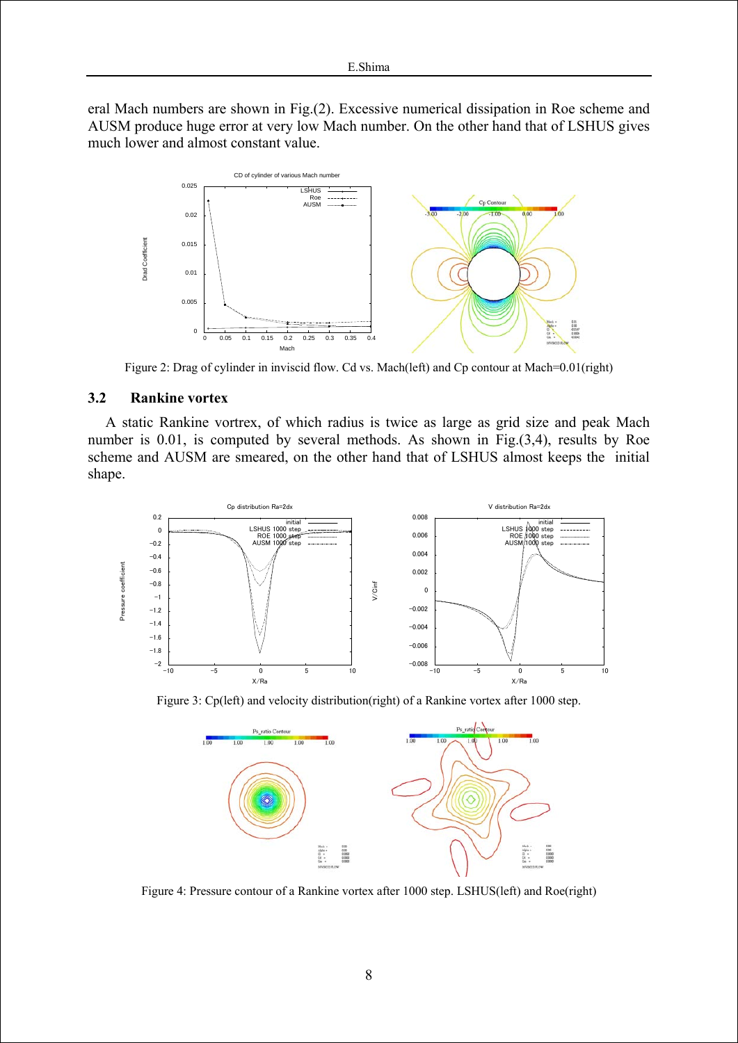eral Mach numbers are shown in Fig.(2). Excessive numerical dissipation in Roe scheme and AUSM produce huge error at very low Mach number. On the other hand that of LSHUS gives much lower and almost constant value.

Figure 2: Drag of cylinder in inviscid flow. Cd vs. Mach(left) and Cp contour at Mach=0.01(right)

### 3.2 Rankine vortex

A static Rankine vortrex, of which radius is twice as large as grid size and peak Mach number is 0.01, is computed by several methods. As shown in Fig.(3,4), results by Roe scheme and AUSM are smeared, on the other hand that of LSHUS almost keeps the initial shape.

Figure 3: Cp(left) and velocity distribution(right) of a Rankine vortex after 1000 step.

Figure 4: Pressure contour of a Rankine vortex after 1000 step. LSHUS(left) and Roe(right)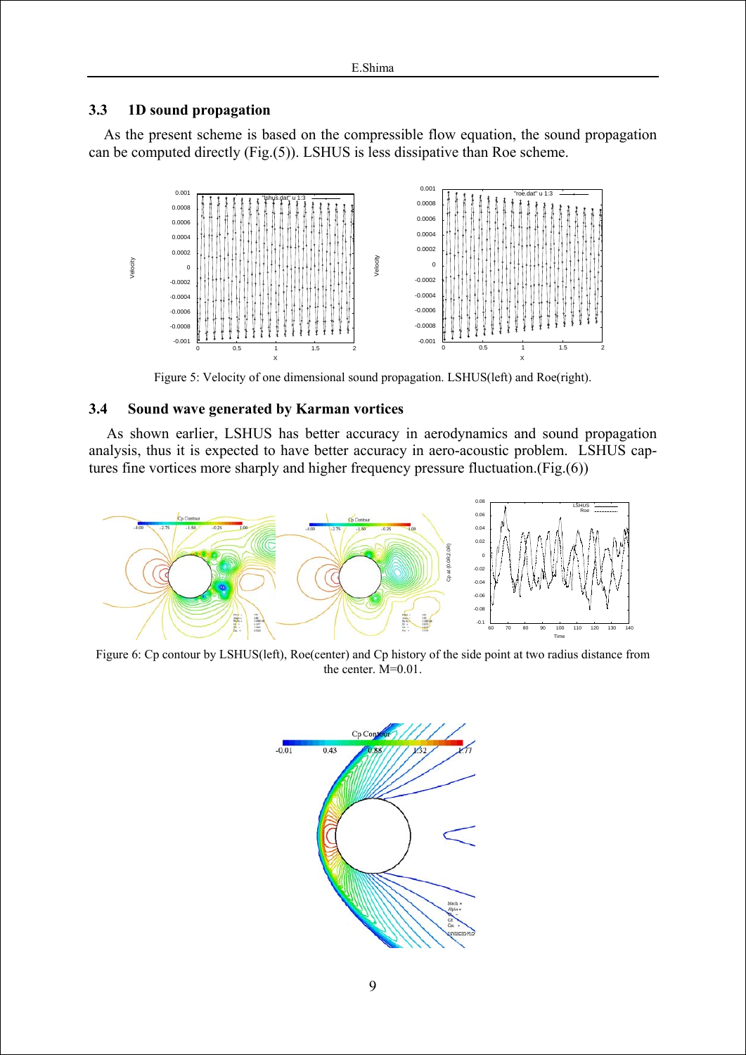### 3.3 1D sound propagation

As the present scheme is based on the compressible flow equation, the sound propagation can be computed directly (Fig.(5)). LSHUS is less dissipative than Roe scheme.

Figure 5: Velocity of one dimensional sound propagation. LSHUS(left) and Roe(right).

### 3.4 Sound wave generated by Karman vortices

As shown earlier, LSHUS has better accuracy in aerodynamics and sound propagation analysis, thus it is expected to have better accuracy in aero-acoustic problem. LSHUS captures fine vortices more sharply and higher frequency pressure fluctuation.(Fig.(6))

Figure 6: Cp contour by LSHUS(left), Roe(center) and Cp history of the side point at two radius distance from the center. M=0.01.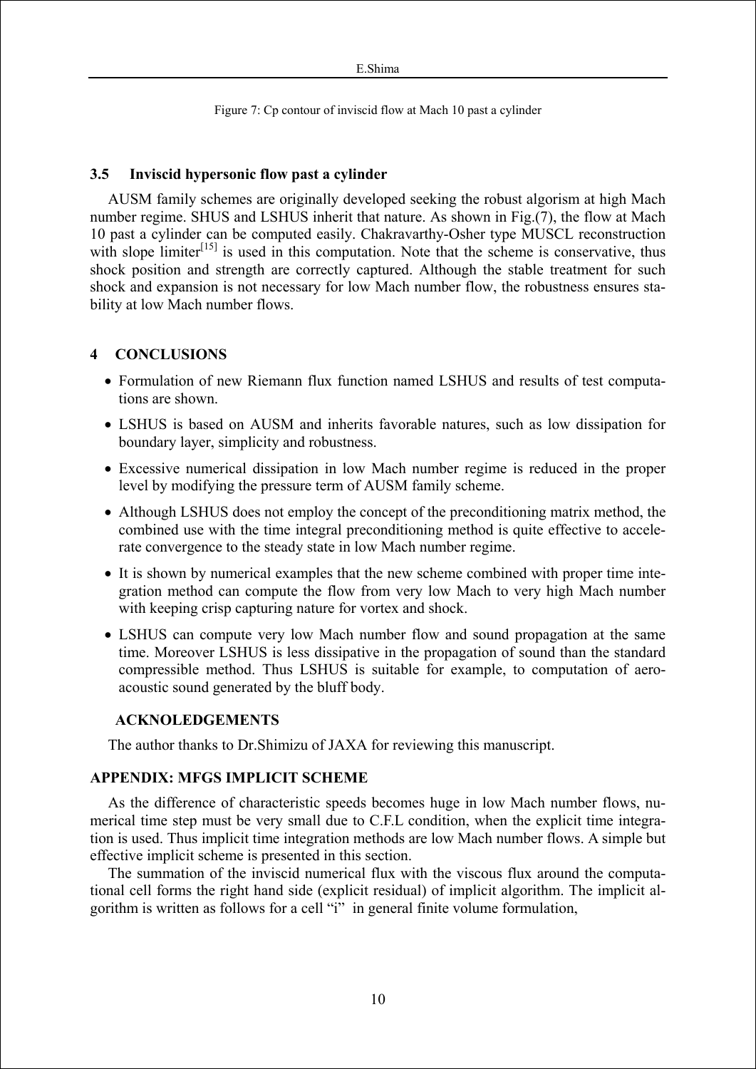Figure 7: Cp contour of inviscid flow at Mach 10 past a cylinder

### 3.5 Inviscid hypersonic flow past a cylinder

AUSM family schemes are originally developed seeking the robust algorism at high Mach number regime. SHUS and LSHUS inherit that nature. As shown in Fig.(7), the flow at Mach 10 past a cylinder can be computed easily. Chakravarthy-Osher type MUSCL reconstruction with slope limiter[15] is used in this computation. Note that the scheme is conservative, thus shock position and strength are correctly captured. Although the stable treatment for such shock and expansion is not necessary for low Mach number flow, the robustness ensures stability at low Mach number flows.

## 4 CONCLUSIONS

- Formulation of new Riemann flux function named LSHUS and results of test computations are shown.
- LSHUS is based on AUSM and inherits favorable natures, such as low dissipation for boundary layer, simplicity and robustness.
- Excessive numerical dissipation in low Mach number regime is reduced in the proper level by modifying the pressure term of AUSM family scheme.
- Although LSHUS does not employ the concept of the preconditioning matrix method, the combined use with the time integral preconditioning method is quite effective to accelerate convergence to the steady state in low Mach number regime.
- It is shown by numerical examples that the new scheme combined with proper time integration method can compute the flow from very low Mach to very high Mach number with keeping crisp capturing nature for vortex and shock.
- LSHUS can compute very low Mach number flow and sound propagation at the same time. Moreover LSHUS is less dissipative in the propagation of sound than the standard compressible method. Thus LSHUS is suitable for example, to computation of aero-acoustic sound generated by the bluff body.

### ACKNOLEDGEMENTS

The author thanks to Dr.Shimizu of JAXA for reviewing this manuscript.

## APPENDIX: MFGS IMPLICIT SCHEME

As the difference of characteristic speeds becomes huge in low Mach number flows, numerical time step must be very small due to C.F.L condition, when the explicit time integration is used. Thus implicit time integration methods are low Mach number flows. A simple but effective implicit scheme is presented in this section.

The summation of the inviscid numerical flux with the viscous flux around the computational cell forms the right hand side (explicit residual) of implicit algorithm. The implicit algorithm is written as follows for a cell "i" in general finite volume formulation,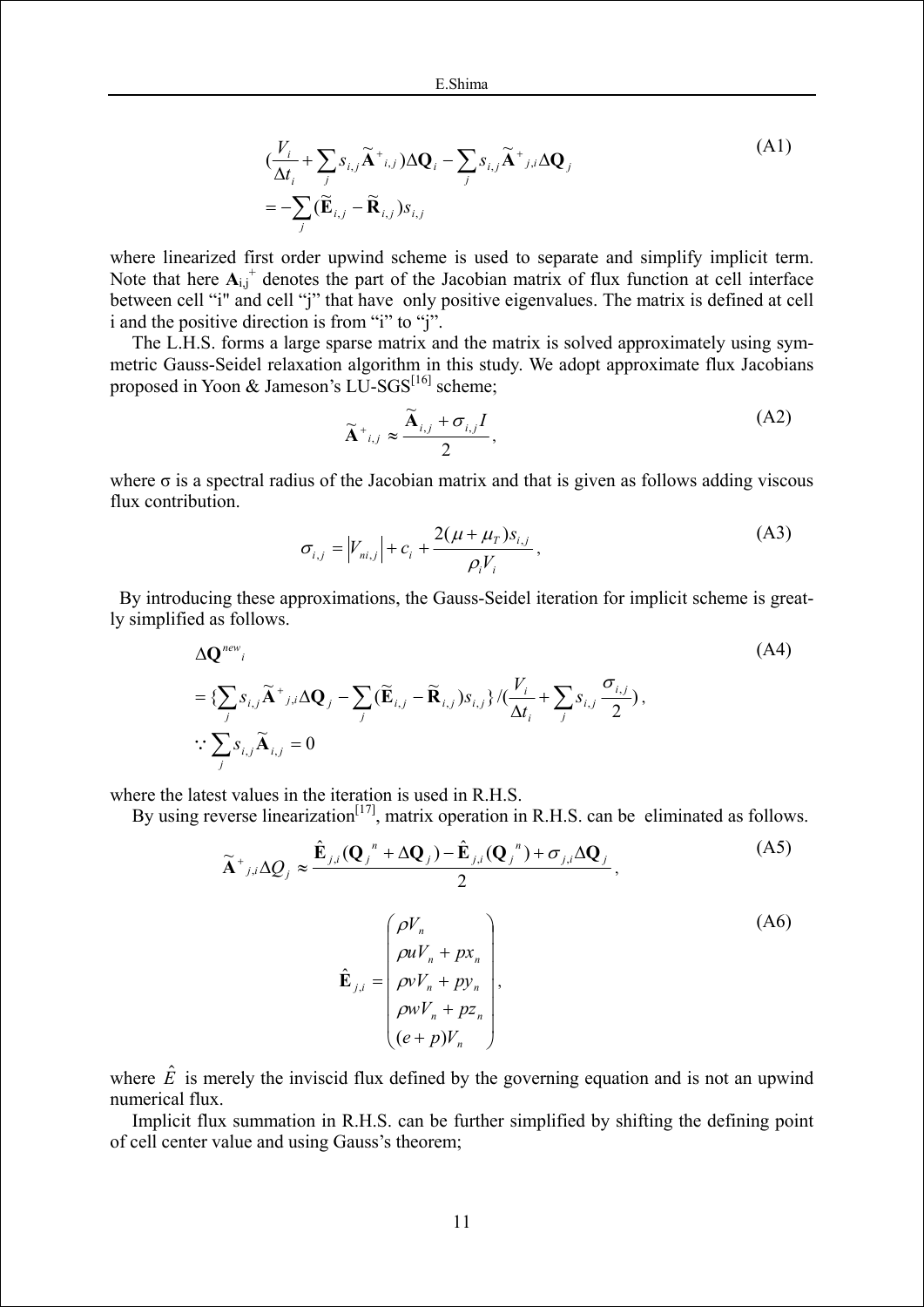$$
\begin{aligned}
&\left(\frac{V_i}{\Delta t_i} + \sum_j s_{i,j} \widetilde{\mathbf{A}}^{+}{}_{i,j}\right)\Delta \mathbf{Q}_i - \sum_j s_{i,j} \widetilde{\mathbf{A}}^{+}{}_{j,i} \Delta \mathbf{Q}_j \\
&= -\sum_j (\widetilde{\mathbf{E}}_{i,j} - \widetilde{\mathbf{R}}_{i,j}) s_{i,j}
\end{aligned}
\tag{A1}
$$

where linearized first order upwind scheme is used to separate and simplify implicit term. Note that here $\mathbf{A}_{i,j}^{+}$ denotes the part of the Jacobian matrix of flux function at cell interface between cell "i" and cell "j" that have only positive eigenvalues. The matrix is defined at cell i and the positive direction is from "i" to "j".

The L.H.S. forms a large sparse matrix and the matrix is solved approximately using symmetric Gauss-Seidel relaxation algorithm in this study. We adopt approximate flux Jacobians proposed in Yoon & Jameson's LU-SGS[16] scheme;

$$
\widetilde{\mathbf{A}}^{+}{}_{i,j} \approx \frac{\widetilde{\mathbf{A}}_{i,j} + \sigma_{i,j} I}{2},
\tag{A2}
$$

where σ is a spectral radius of the Jacobian matrix and that is given as follows adding viscous flux contribution.

$$
\sigma_{i,j} = \left| V_{ni,j} \right| + c_i + \frac{2(\mu + \mu_T) s_{i,j}}{\rho_i V_i},
\tag{A3}
$$

By introducing these approximations, the Gauss-Seidel iteration for implicit scheme is greatly simplified as follows.

$$
\begin{aligned}
&\Delta \mathbf{Q}^{new}{}_i \\
&= \left\{ \sum_j s_{i,j} \widetilde{\mathbf{A}}^{+}{}_{j,i} \Delta \mathbf{Q}_j - \sum_j (\widetilde{\mathbf{E}}_{i,j} - \widetilde{\mathbf{R}}_{i,j}) s_{i,j} \right\} \Big/ \left( \frac{V_i}{\Delta t_i} + \sum_j s_{i,j} \frac{\sigma_{i,j}}{2} \right), \\
&\because \sum_j s_{i,j} \widetilde{\mathbf{A}}_{i,j} = 0
\end{aligned}
\tag{A4}
$$

where the latest values in the iteration is used in R.H.S.

By using reverse linearization[17], matrix operation in R.H.S. can be eliminated as follows.

$$
\widetilde{\mathbf{A}}^{+}{}_{j,i} \Delta Q_j \approx \frac{\hat{\mathbf{E}}_{j,i}(\mathbf{Q}_j{}^n + \Delta \mathbf{Q}_j) - \hat{\mathbf{E}}_{j,i}(\mathbf{Q}_j{}^n) + \sigma_{j,i} \Delta \mathbf{Q}_j}{2},
\tag{A5}
$$

$$
\hat{\mathbf{E}}_{j,i} = \begin{pmatrix} \rho V_n \\ \rho u V_n + p x_n \\ \rho v V_n + p y_n \\ \rho w V_n + p z_n \\ (e + p) V_n \end{pmatrix},
\tag{A6}
$$

where $\hat{E}$ is merely the inviscid flux defined by the governing equation and is not an upwind numerical flux.

Implicit flux summation in R.H.S. can be further simplified by shifting the defining point of cell center value and using Gauss's theorem;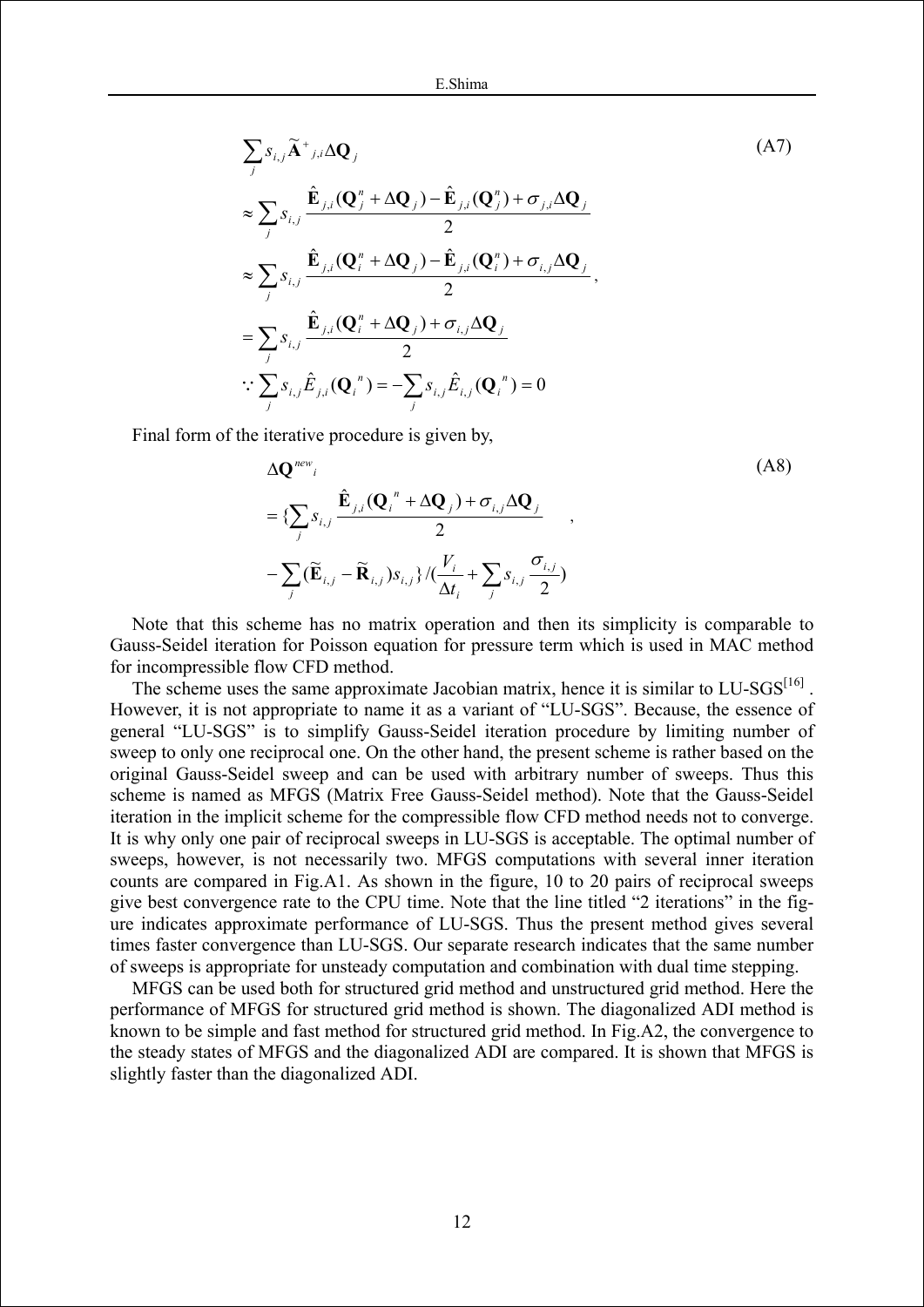$$
\begin{aligned}
&\sum_j s_{i,j} \widetilde{\mathbf{A}}^{+}{}_{j,i} \Delta \mathbf{Q}_j \\
&\approx \sum_j s_{i,j} \frac{\hat{\mathbf{E}}_{j,i}(\mathbf{Q}_j^n + \Delta \mathbf{Q}_j) - \hat{\mathbf{E}}_{j,i}(\mathbf{Q}_j^n) + \sigma_{j,i} \Delta \mathbf{Q}_j}{2} \\
&\approx \sum_j s_{i,j} \frac{\hat{\mathbf{E}}_{j,i}(\mathbf{Q}_i^n + \Delta \mathbf{Q}_j) - \hat{\mathbf{E}}_{j,i}(\mathbf{Q}_i^n) + \sigma_{i,j} \Delta \mathbf{Q}_j}{2}, \\
&= \sum_j s_{i,j} \frac{\hat{\mathbf{E}}_{j,i}(\mathbf{Q}_i^n + \Delta \mathbf{Q}_j) + \sigma_{i,j} \Delta \mathbf{Q}_j}{2} \\
&\because \sum_j s_{i,j} \hat{E}_{j,i}(\mathbf{Q}_i^n) = -\sum_j s_{i,j} \hat{E}_{i,j}(\mathbf{Q}_i^n) = 0
\end{aligned}
\tag{A7}
$$

Final form of the iterative procedure is given by,

$$
\begin{aligned}
&\Delta \mathbf{Q}^{new}{}_i \\
&= \{ \sum_j s_{i,j} \frac{\hat{\mathbf{E}}_{j,i}(\mathbf{Q}_i^n + \Delta \mathbf{Q}_j) + \sigma_{i,j} \Delta \mathbf{Q}_j}{2} \\
&- \sum_j (\widetilde{\mathbf{E}}_{i,j} - \widetilde{\mathbf{R}}_{i,j}) s_{i,j} \} / (\frac{V_i}{\Delta t_i} + \sum_j s_{i,j} \frac{\sigma_{i,j}}{2})
\end{aligned}
\tag{A8}
$$

Note that this scheme has no matrix operation and then its simplicity is comparable to Gauss-Seidel iteration for Poisson equation for pressure term which is used in MAC method for incompressible flow CFD method.

The scheme uses the same approximate Jacobian matrix, hence it is similar to LU-SGS[16] . However, it is not appropriate to name it as a variant of "LU-SGS". Because, the essence of general "LU-SGS" is to simplify Gauss-Seidel iteration procedure by limiting number of sweep to only one reciprocal one. On the other hand, the present scheme is rather based on the original Gauss-Seidel sweep and can be used with arbitrary number of sweeps. Thus this scheme is named as MFGS (Matrix Free Gauss-Seidel method). Note that the Gauss-Seidel iteration in the implicit scheme for the compressible flow CFD method needs not to converge. It is why only one pair of reciprocal sweeps in LU-SGS is acceptable. The optimal number of sweeps, however, is not necessarily two. MFGS computations with several inner iteration counts are compared in Fig.A1. As shown in the figure, 10 to 20 pairs of reciprocal sweeps give best convergence rate to the CPU time. Note that the line titled "2 iterations" in the figure indicates approximate performance of LU-SGS. Thus the present method gives several times faster convergence than LU-SGS. Our separate research indicates that the same number of sweeps is appropriate for unsteady computation and combination with dual time stepping.

MFGS can be used both for structured grid method and unstructured grid method. Here the performance of MFGS for structured grid method is shown. The diagonalized ADI method is known to be simple and fast method for structured grid method. In Fig.A2, the convergence to the steady states of MFGS and the diagonalized ADI are compared. It is shown that MFGS is slightly faster than the diagonalized ADI.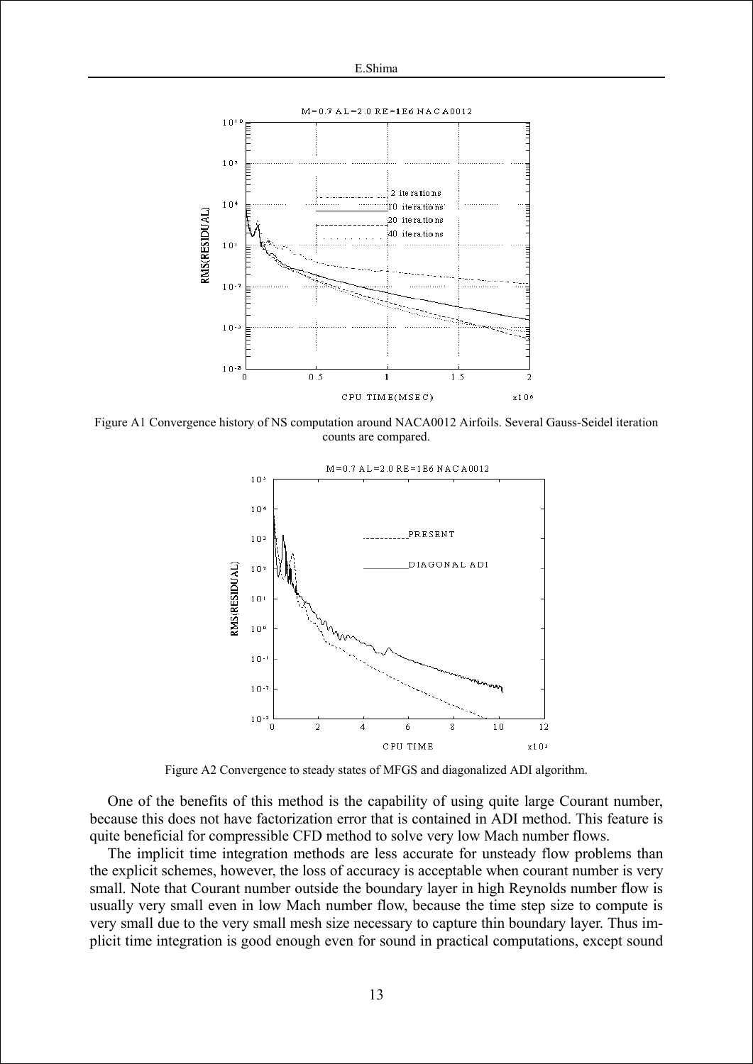Figure A1 Convergence history of NS computation around NACA0012 Airfoils. Several Gauss-Seidel iteration counts are compared.

Figure A2 Convergence to steady states of MFGS and diagonalized ADI algorithm.

One of the benefits of this method is the capability of using quite large Courant number, because this does not have factorization error that is contained in ADI method. This feature is quite beneficial for compressible CFD method to solve very low Mach number flows.

The implicit time integration methods are less accurate for unsteady flow problems than the explicit schemes, however, the loss of accuracy is acceptable when courant number is very small. Note that Courant number outside the boundary layer in high Reynolds number flow is usually very small even in low Mach number flow, because the time step size to compute is very small due to the very small mesh size necessary to capture thin boundary layer. Thus implicit time integration is good enough even for sound in practical computations, except sound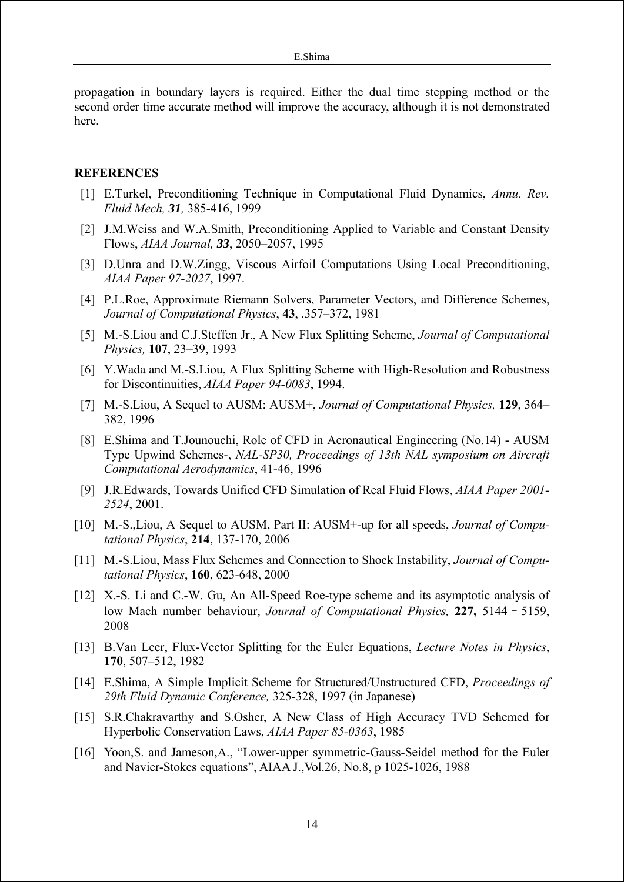propagation in boundary layers is required. Either the dual time stepping method or the second order time accurate method will improve the accuracy, although it is not demonstrated here.

## REFERENCES

[1] E.Turkel, Preconditioning Technique in Computational Fluid Dynamics, *Annu. Rev. Fluid Mech,* ***31****,* 385-416, 1999

[2] J.M.Weiss and W.A.Smith, Preconditioning Applied to Variable and Constant Density Flows, *AIAA Journal,* ***33***, 2050–2057, 1995

[3] D.Unra and D.W.Zingg, Viscous Airfoil Computations Using Local Preconditioning, *AIAA Paper 97-2027*, 1997.

[4] P.L.Roe, Approximate Riemann Solvers, Parameter Vectors, and Difference Schemes, *Journal of Computational Physics*, **43**, .357–372, 1981

[5] M.-S.Liou and C.J.Steffen Jr., A New Flux Splitting Scheme, *Journal of Computational Physics,* **107**, 23–39, 1993

[6] Y.Wada and M.-S.Liou, A Flux Splitting Scheme with High-Resolution and Robustness for Discontinuities, *AIAA Paper 94-0083*, 1994.

[7] M.-S.Liou, A Sequel to AUSM: AUSM+, *Journal of Computational Physics,* **129**, 364–382, 1996

[8] E.Shima and T.Jounouchi, Role of CFD in Aeronautical Engineering (No.14) - AUSM Type Upwind Schemes-, *NAL-SP30, Proceedings of 13th NAL symposium on Aircraft Computational Aerodynamics*, 41-46, 1996

[9] J.R.Edwards, Towards Unified CFD Simulation of Real Fluid Flows, *AIAA Paper 2001-2524*, 2001.

[10] M.-S.,Liou, A Sequel to AUSM, Part II: AUSM+-up for all speeds, *Journal of Computational Physics*, **214**, 137-170, 2006

[11] M.-S.Liou, Mass Flux Schemes and Connection to Shock Instability, *Journal of Computational Physics*, **160**, 623-648, 2000

[12] X.-S. Li and C.-W. Gu, An All-Speed Roe-type scheme and its asymptotic analysis of low Mach number behaviour, *Journal of Computational Physics,* **227,** 5144–5159, 2008

[13] B.Van Leer, Flux-Vector Splitting for the Euler Equations, *Lecture Notes in Physics*, **170**, 507–512, 1982

[14] E.Shima, A Simple Implicit Scheme for Structured/Unstructured CFD, *Proceedings of 29th Fluid Dynamic Conference,* 325-328, 1997 (in Japanese)

[15] S.R.Chakravarthy and S.Osher, A New Class of High Accuracy TVD Schemed for Hyperbolic Conservation Laws, *AIAA Paper 85-0363*, 1985

[16] Yoon,S. and Jameson,A., "Lower-upper symmetric-Gauss-Seidel method for the Euler and Navier-Stokes equations", AIAA J.,Vol.26, No.8, p 1025-1026, 1988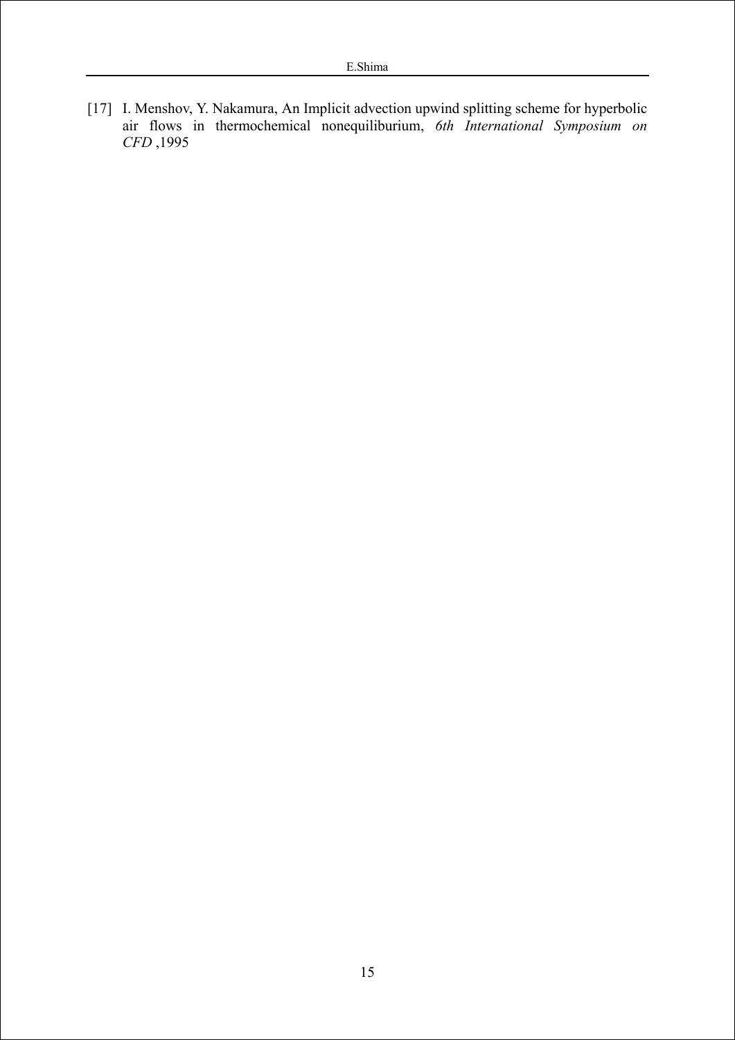[17] I. Menshov, Y. Nakamura, An Implicit advection upwind splitting scheme for hyperbolic air flows in thermochemical nonequiliburium, *6th International Symposium on CFD* ,1995